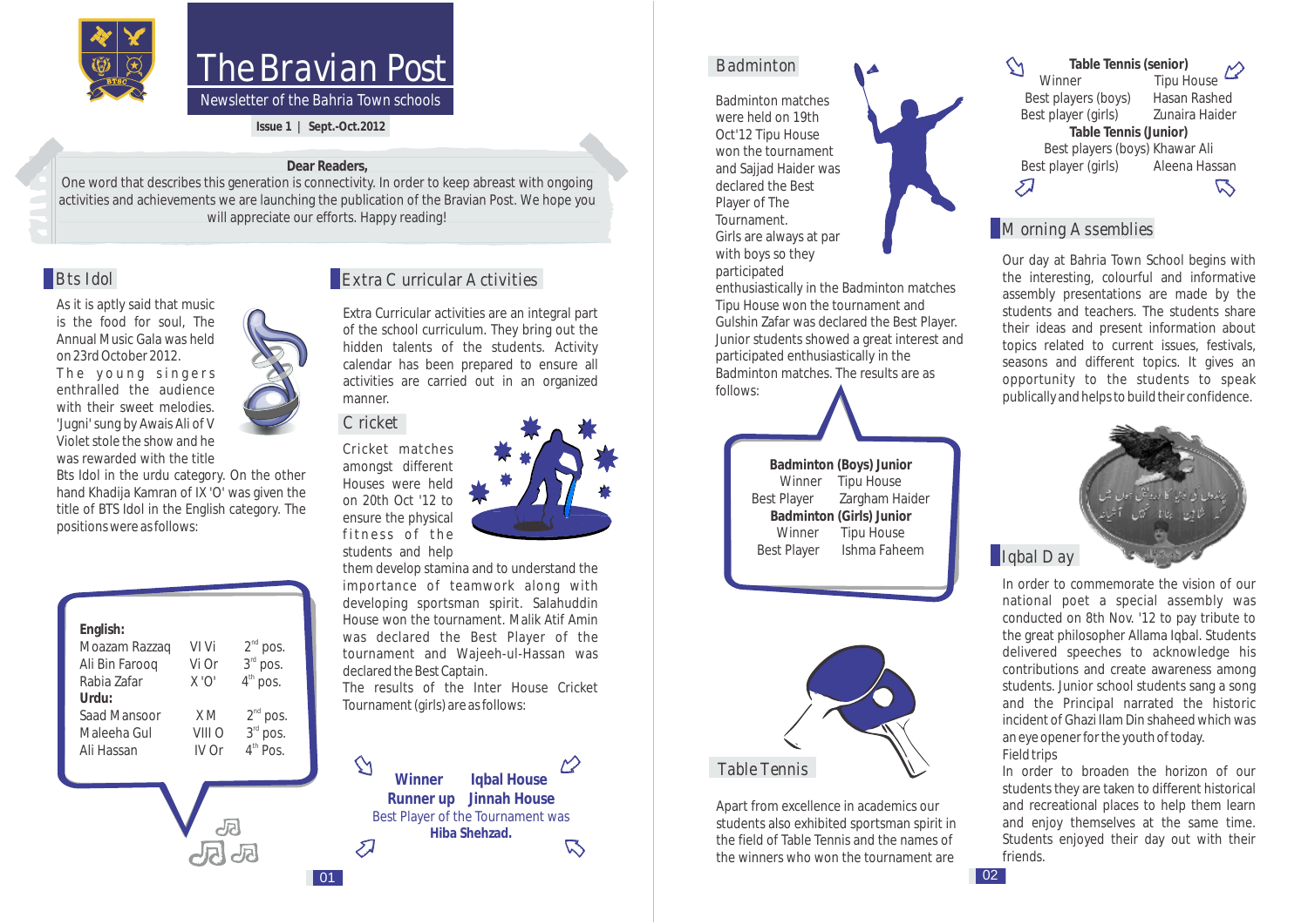# The Bravian Post

Newsletter of the Bahria Town schools

Issue 1 | Sept.-Oct.2012

**Dear Readers,**

One word that describes this generation is connectivity. In order to keep abreast with ongoing activities and achievements we are launching the publication of the Bravian Post. We hope you will appreciate our efforts. Happy reading!

## Bts Idol

As it is aptly said that music is the food for soul, The Annual Music Gala was held on 23rd October 2012. The young singers enthralled the audience with their sweet melodies. 'Jugni' sung by Awais Ali of V Violet stole the show and he was rewarded with the title Bts Idol in the urdu category. On the other hand Khadija Kamran of IX 'O' was given the title of BTS Idol in the English category. The positions were as follows:

**English:**

| Name | Class | Position |
|---|---|---|
| Moazam Razzaq | VI Vi | 2nd pos. |
| Ali Bin Farooq | Vi Or | 3rd pos. |
| Rabia Zafar | X 'O' | 4th pos. |

**Urdu:**

| Name | Class | Position |
|---|---|---|
| Saad Mansoor | X M | 2nd pos. |
| Maleeha Gul | VIII O | 3rd pos. |
| Ali Hassan | IV Or | 4th Pos. |

## Extra Curricular Activities

Extra Curricular activities are an integral part of the school curriculum. They bring out the hidden talents of the students. Activity calendar has been prepared to ensure all activities are carried out in an organized manner.

### Cricket

Cricket matches amongst different Houses were held on 20th Oct '12 to ensure the physical fitness of the students and help them develop stamina and to understand the importance of teamwork along with developing sportsman spirit. Salahuddin House won the tournament. Malik Atif Amin was declared the Best Player of the tournament and Wajeeh-ul-Hassan was declared the Best Captain.

The results of the Inter House Cricket Tournament (girls) are as follows:

**Winner** **Iqbal House**
**Runner up** **Jinnah House**
Best Player of the Tournament was **Hiba Shehzad.**

## Badminton

Badminton matches were held on 19th Oct'12 Tipu House won the tournament and Sajjad Haider was declared the Best Player of The Tournament.

Girls are always at par with boys so they participated enthusiastically in the Badminton matches Tipu House won the tournament and Gulshin Zafar was declared the Best Player. Junior students showed a great interest and participated enthusiastically in the Badminton matches. The results are as follows:

**Badminton (Boys) Junior**
Winner Tipu House
Best Player Zargham Haider

**Badminton (Girls) Junior**
Winner Tipu House
Best Player Ishma Faheem

## Table Tennis

Apart from excellence in academics our students also exhibited sportsman spirit in the field of Table Tennis and the names of the winners who won the tournament are

**Table Tennis (senior)**
Winner Tipu House
Best players (boys) Hasan Rashed
Best player (girls) Zunaira Haider

**Table Tennis (Junior)**
Best players (boys) Khawar Ali
Best player (girls) Aleena Hassan

## Morning Assemblies

Our day at Bahria Town School begins with the interesting, colourful and informative assembly presentations are made by the students and teachers. The students share their ideas and present information about topics related to current issues, festivals, seasons and different topics. It gives an opportunity to the students to speak publically and helps to build their confidence.

## Iqbal Day

In order to commemorate the vision of our national poet a special assembly was conducted on 8th Nov. '12 to pay tribute to the great philosopher Allama Iqbal. Students delivered speeches to acknowledge his contributions and create awareness among students. Junior school students sang a song and the Principal narrated the historic incident of Ghazi Ilam Din shaheed which was an eye opener for the youth of today.

Field trips

In order to broaden the horizon of our students they are taken to different historical and recreational places to help them learn and enjoy themselves at the same time. Students enjoyed their day out with their friends.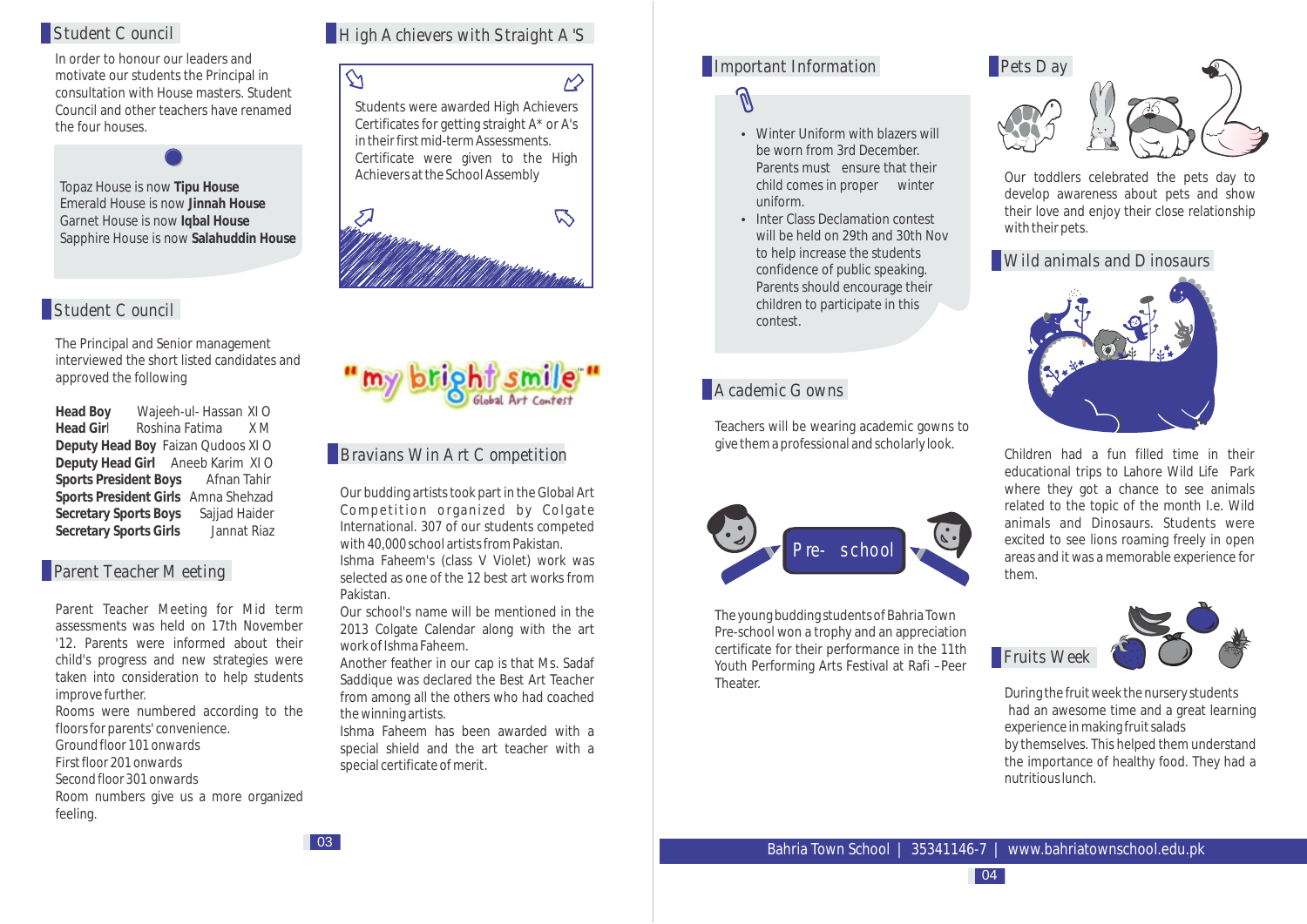## Student Council

In order to honour our leaders and motivate our students the Principal in consultation with House masters. Student Council and other teachers have renamed the four houses.

Topaz House is now **Tipu House**
Emerald House is now **Jinnah House**
Garnet House is now **Iqbal House**
Sapphire House is now **Salahuddin House**

## Student Council

The Principal and Senior management interviewed the short listed candidates and approved the following

| | |
|---|---|
| **Head Boy** | Wajeeh-ul- Hassan XI O |
| **Head Girl** | Roshina Fatima X M |
| **Deputy Head Boy** | Faizan Qudoos XI O |
| **Deputy Head Girl** | Aneeb Karim XI O |
| **Sports President Boys** | Afnan Tahir |
| **Sports President Girls** | Amna Shehzad |
| **Secretary Sports Boys** | Sajjad Haider |
| **Secretary Sports Girls** | Jannat Riaz |

## Parent Teacher Meeting

Parent Teacher Meeting for Mid term assessments was held on 17th November '12. Parents were informed about their child's progress and new strategies were taken into consideration to help students improve further.
Rooms were numbered according to the floors for parents' convenience.
Ground floor 101 onwards
First floor 201 onwards
Second floor 301 onwards
Room numbers give us a more organized feeling.

## High Achievers with Straight A'S

Students were awarded High Achievers Certificates for getting straight A* or A's in their first mid-term Assessments. Certificate were given to the High Achievers at the School Assembly

"my bright smile" Global Art Contest

## Bravians Win Art Competition

Our budding artists took part in the Global Art Competition organized by Colgate International. 307 of our students competed with 40,000 school artists from Pakistan.
Ishma Faheem's (class V Violet) work was selected as one of the 12 best art works from Pakistan.
Our school's name will be mentioned in the 2013 Colgate Calendar along with the art work of Ishma Faheem.
Another feather in our cap is that Ms. Sadaf Saddique was declared the Best Art Teacher from among all the others who had coached the winning artists.
Ishma Faheem has been awarded with a special shield and the art teacher with a special certificate of merit.

## Important Information

- Winter Uniform with blazers will be worn from 3rd December. Parents must ensure that their child comes in proper winter uniform.
- Inter Class Declamation contest will be held on 29th and 30th Nov to help increase the students confidence of public speaking. Parents should encourage their children to participate in this contest.

## Academic Gowns

Teachers will be wearing academic gowns to give them a professional and scholarly look.

## Pre- school

The young budding students of Bahria Town Pre-school won a trophy and an appreciation certificate for their performance in the 11th Youth Performing Arts Festival at Rafi –Peer Theater.

## Pets Day

Our toddlers celebrated the pets day to develop awareness about pets and show their love and enjoy their close relationship with their pets.

## Wild animals and Dinosaurs

Children had a fun filled time in their educational trips to Lahore Wild Life Park where they got a chance to see animals related to the topic of the month I.e. Wild animals and Dinosaurs. Students were excited to see lions roaming freely in open areas and it was a memorable experience for them.

## Fruits Week

During the fruit week the nursery students had an awesome time and a great learning experience in making fruit salads by themselves. This helped them understand the importance of healthy food. They had a nutritious lunch.

Bahria Town School | 35341146-7 | www.bahriatownschool.edu.pk